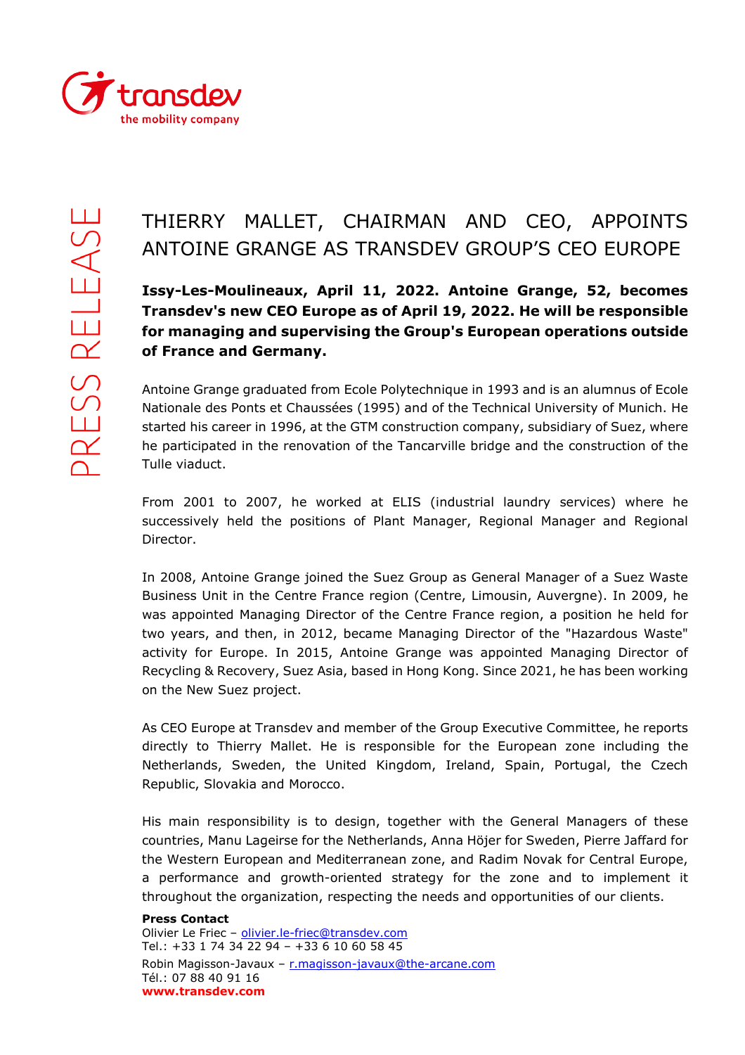# THIERRY MALLET, CHAIRMAN AND CEO, APPOINTS ANTOINE GRANGE AS TRANSDEV GROUP'S CEO EUROPE

**Issy-Les-Moulineaux, April 11, 2022. Antoine Grange, 52, becomes Transdev's new CEO Europe as of April 19, 2022. He will be responsible for managing and supervising the Group's European operations outside of France and Germany.**

Antoine Grange graduated from Ecole Polytechnique in 1993 and is an alumnus of Ecole Nationale des Ponts et Chaussées (1995) and of the Technical University of Munich. He started his career in 1996, at the GTM construction company, subsidiary of Suez, where he participated in the renovation of the Tancarville bridge and the construction of the Tulle viaduct.

From 2001 to 2007, he worked at ELIS (industrial laundry services) where he successively held the positions of Plant Manager, Regional Manager and Regional Director.

In 2008, Antoine Grange joined the Suez Group as General Manager of a Suez Waste Business Unit in the Centre France region (Centre, Limousin, Auvergne). In 2009, he was appointed Managing Director of the Centre France region, a position he held for two years, and then, in 2012, became Managing Director of the "Hazardous Waste" activity for Europe. In 2015, Antoine Grange was appointed Managing Director of Recycling & Recovery, Suez Asia, based in Hong Kong. Since 2021, he has been working on the New Suez project.

As CEO Europe at Transdev and member of the Group Executive Committee, he reports directly to Thierry Mallet. He is responsible for the European zone including the Netherlands, Sweden, the United Kingdom, Ireland, Spain, Portugal, the Czech Republic, Slovakia and Morocco.

His main responsibility is to design, together with the General Managers of these countries, Manu Lageirse for the Netherlands, Anna Höjer for Sweden, Pierre Jaffard for the Western European and Mediterranean zone, and Radim Novak for Central Europe, a performance and growth-oriented strategy for the zone and to implement it throughout the organization, respecting the needs and opportunities of our clients.

**Press Contact**
Olivier Le Friec – olivier.le-friec@transdev.com
Tel.: +33 1 74 34 22 94 – +33 6 10 60 58 45
Robin Magisson-Javaux – r.magisson-javaux@the-arcane.com
Tél.: 07 88 40 91 16
**www.transdev.com**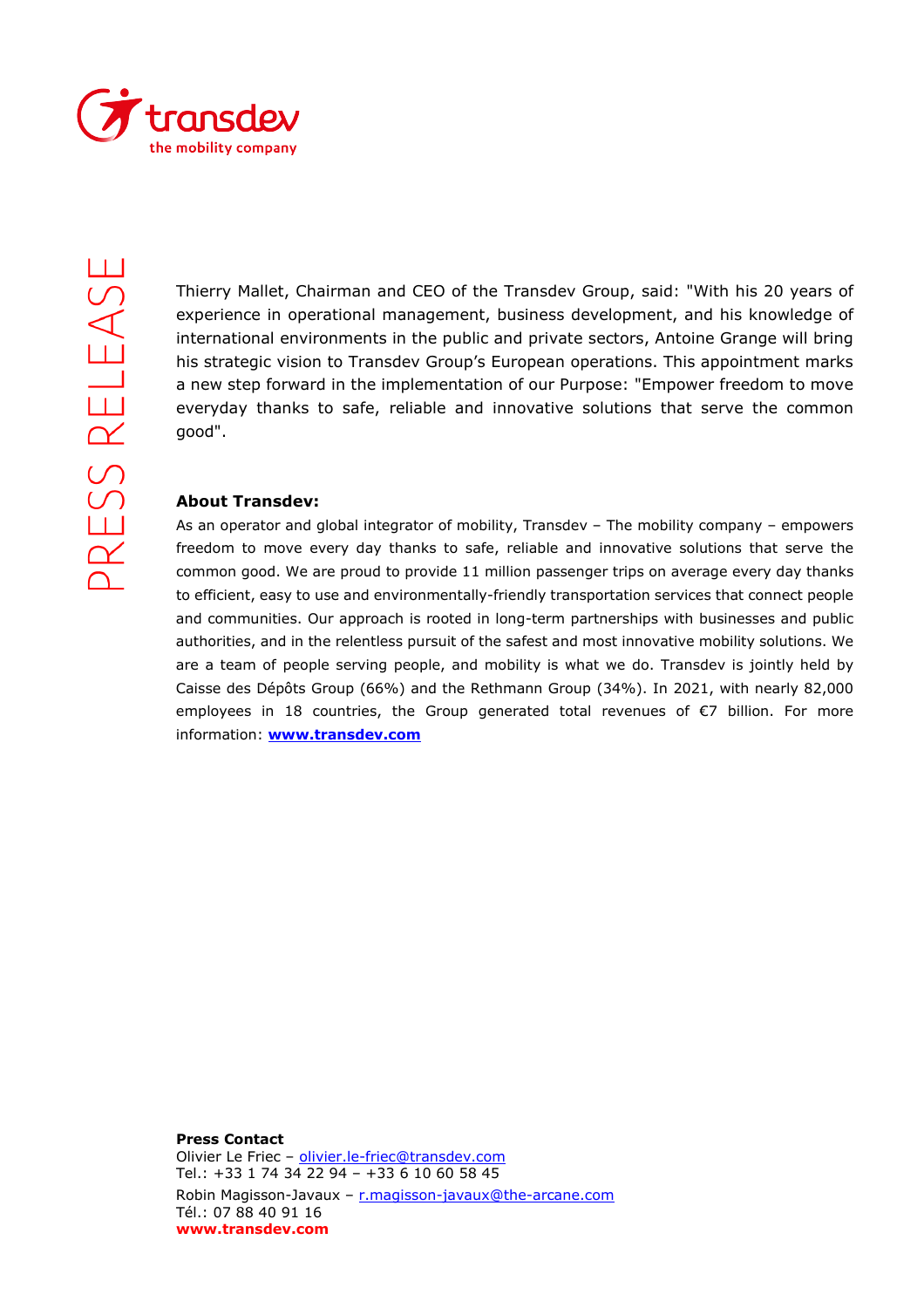Thierry Mallet, Chairman and CEO of the Transdev Group, said: "With his 20 years of experience in operational management, business development, and his knowledge of international environments in the public and private sectors, Antoine Grange will bring his strategic vision to Transdev Group's European operations. This appointment marks a new step forward in the implementation of our Purpose: "Empower freedom to move everyday thanks to safe, reliable and innovative solutions that serve the common good".

**About Transdev:**

As an operator and global integrator of mobility, Transdev – The mobility company – empowers freedom to move every day thanks to safe, reliable and innovative solutions that serve the common good. We are proud to provide 11 million passenger trips on average every day thanks to efficient, easy to use and environmentally-friendly transportation services that connect people and communities. Our approach is rooted in long-term partnerships with businesses and public authorities, and in the relentless pursuit of the safest and most innovative mobility solutions. We are a team of people serving people, and mobility is what we do. Transdev is jointly held by Caisse des Dépôts Group (66%) and the Rethmann Group (34%). In 2021, with nearly 82,000 employees in 18 countries, the Group generated total revenues of €7 billion. For more information: **www.transdev.com**

**Press Contact**
Olivier Le Friec – olivier.le-friec@transdev.com
Tel.: +33 1 74 34 22 94 – +33 6 10 60 58 45
Robin Magisson-Javaux – r.magisson-javaux@the-arcane.com
Tél.: 07 88 40 91 16
**www.transdev.com**